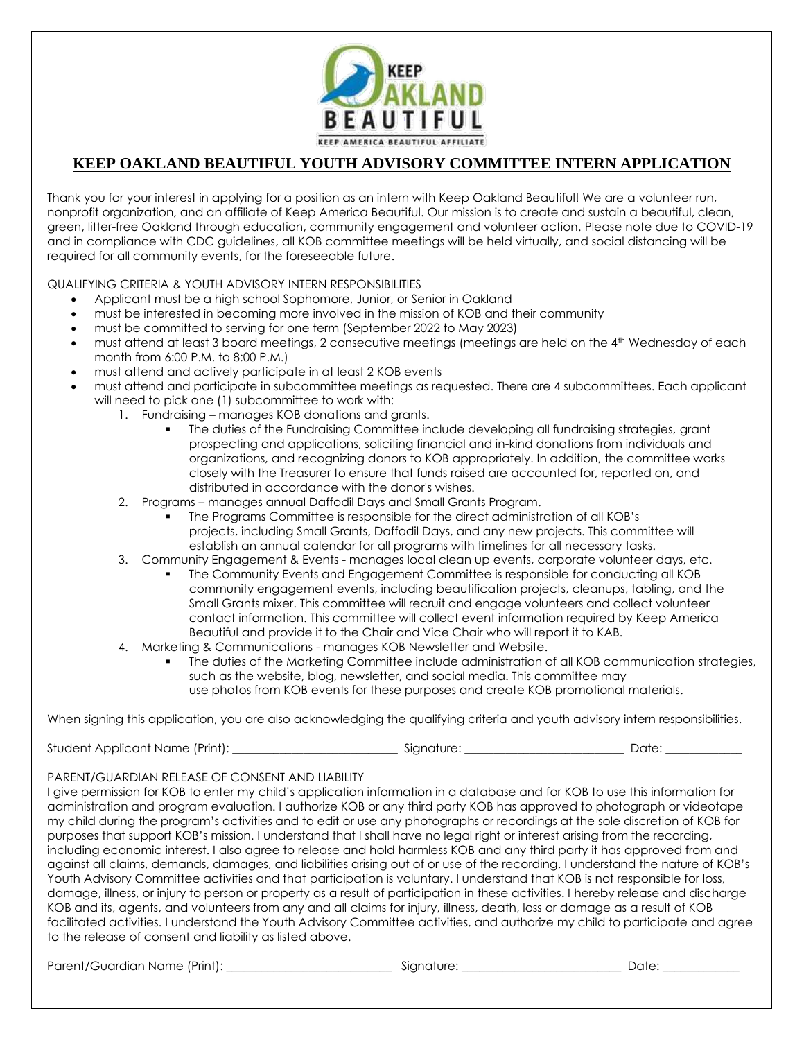# KEEP OAKLAND BEAUTIFUL YOUTH ADVISORY COMMITTEE INTERN APPLICATION

Thank you for your interest in applying for a position as an intern with Keep Oakland Beautiful! We are a volunteer run, nonprofit organization, and an affiliate of Keep America Beautiful. Our mission is to create and sustain a beautiful, clean, green, litter-free Oakland through education, community engagement and volunteer action. Please note due to COVID-19 and in compliance with CDC guidelines, all KOB committee meetings will be held virtually, and social distancing will be required for all community events, for the foreseeable future.

QUALIFYING CRITERIA & YOUTH ADVISORY INTERN RESPONSIBILITIES

- Applicant must be a high school Sophomore, Junior, or Senior in Oakland
- must be interested in becoming more involved in the mission of KOB and their community
- must be committed to serving for one term (September 2022 to May 2023)
- must attend at least 3 board meetings, 2 consecutive meetings (meetings are held on the 4th Wednesday of each month from 6:00 P.M. to 8:00 P.M.)
- must attend and actively participate in at least 2 KOB events
- must attend and participate in subcommittee meetings as requested. There are 4 subcommittees. Each applicant will need to pick one (1) subcommittee to work with:
  1. Fundraising – manages KOB donations and grants.
     - The duties of the Fundraising Committee include developing all fundraising strategies, grant prospecting and applications, soliciting financial and in-kind donations from individuals and organizations, and recognizing donors to KOB appropriately. In addition, the committee works closely with the Treasurer to ensure that funds raised are accounted for, reported on, and distributed in accordance with the donor's wishes.
  2. Programs – manages annual Daffodil Days and Small Grants Program.
     - The Programs Committee is responsible for the direct administration of all KOB's projects, including Small Grants, Daffodil Days, and any new projects. This committee will establish an annual calendar for all programs with timelines for all necessary tasks.
  3. Community Engagement & Events - manages local clean up events, corporate volunteer days, etc.
     - The Community Events and Engagement Committee is responsible for conducting all KOB community engagement events, including beautification projects, cleanups, tabling, and the Small Grants mixer. This committee will recruit and engage volunteers and collect volunteer contact information. This committee will collect event information required by Keep America Beautiful and provide it to the Chair and Vice Chair who will report it to KAB.
  4. Marketing & Communications - manages KOB Newsletter and Website.
     - The duties of the Marketing Committee include administration of all KOB communication strategies, such as the website, blog, newsletter, and social media. This committee may use photos from KOB events for these purposes and create KOB promotional materials.

When signing this application, you are also acknowledging the qualifying criteria and youth advisory intern responsibilities.

Student Applicant Name (Print): ___________________________ Signature: __________________________ Date: ____________

PARENT/GUARDIAN RELEASE OF CONSENT AND LIABILITY

I give permission for KOB to enter my child's application information in a database and for KOB to use this information for administration and program evaluation. I authorize KOB or any third party KOB has approved to photograph or videotape my child during the program's activities and to edit or use any photographs or recordings at the sole discretion of KOB for purposes that support KOB's mission. I understand that I shall have no legal right or interest arising from the recording, including economic interest. I also agree to release and hold harmless KOB and any third party it has approved from and against all claims, demands, damages, and liabilities arising out of or use of the recording. I understand the nature of KOB's Youth Advisory Committee activities and that participation is voluntary. I understand that KOB is not responsible for loss, damage, illness, or injury to person or property as a result of participation in these activities. I hereby release and discharge KOB and its, agents, and volunteers from any and all claims for injury, illness, death, loss or damage as a result of KOB facilitated activities. I understand the Youth Advisory Committee activities, and authorize my child to participate and agree to the release of consent and liability as listed above.

Parent/Guardian Name (Print): ___________________________ Signature: __________________________ Date: ____________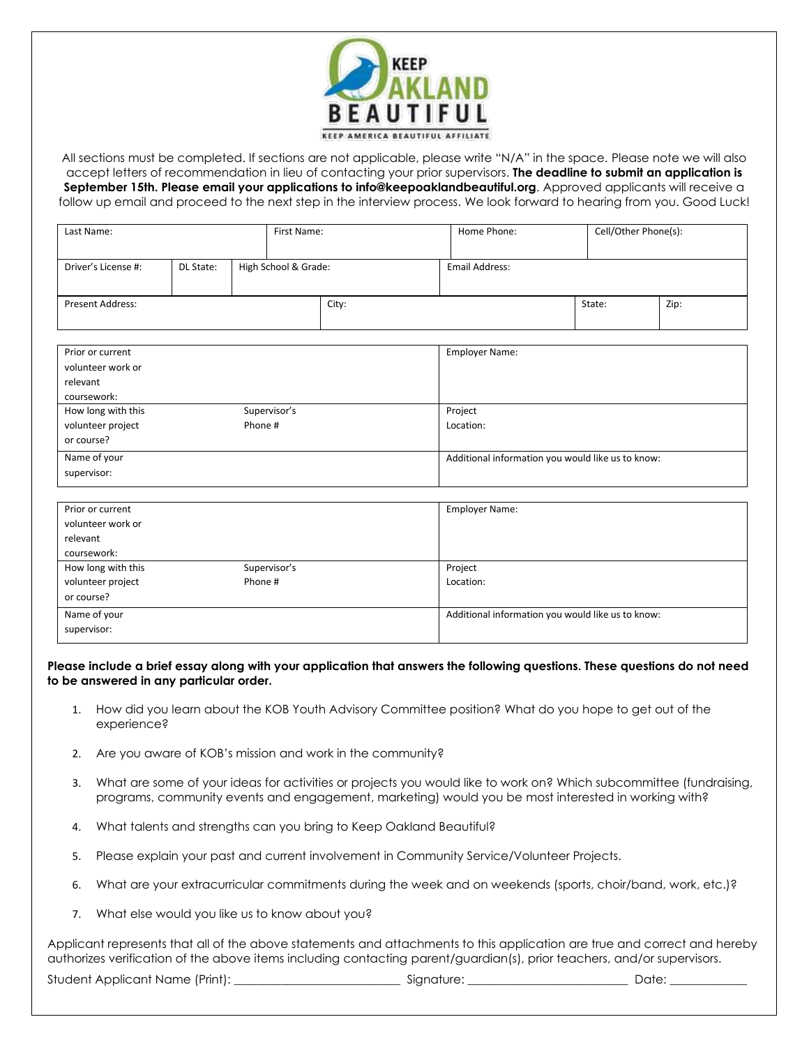KEEP OAKLAND BEAUTIFUL

KEEP AMERICA BEAUTIFUL AFFILIATE

All sections must be completed. If sections are not applicable, please write "N/A" in the space. Please note we will also accept letters of recommendation in lieu of contacting your prior supervisors. **The deadline to submit an application is September 15th. Please email your applications to info@keepoaklandbeautiful.org**. Approved applicants will receive a follow up email and proceed to the next step in the interview process. We look forward to hearing from you. Good Luck!

| | | | |
|---|---|---|---|
| Last Name: | First Name: | Home Phone: | Cell/Other Phone(s): |
| Driver's License #: | DL State: | High School & Grade: | Email Address: |
| Present Address: | City: | State: | Zip: |

| | | |
|---|---|---|
| Prior or current volunteer work or relevant coursework: | | Employer Name: |
| How long with this volunteer project or course? | Supervisor's Phone # | Project Location: |
| Name of your supervisor: | | Additional information you would like us to know: |

| | | |
|---|---|---|
| Prior or current volunteer work or relevant coursework: | | Employer Name: |
| How long with this volunteer project or course? | Supervisor's Phone # | Project Location: |
| Name of your supervisor: | | Additional information you would like us to know: |

**Please include a brief essay along with your application that answers the following questions. These questions do not need to be answered in any particular order.**

1. How did you learn about the KOB Youth Advisory Committee position? What do you hope to get out of the experience?
2. Are you aware of KOB's mission and work in the community?
3. What are some of your ideas for activities or projects you would like to work on? Which subcommittee (fundraising, programs, community events and engagement, marketing) would you be most interested in working with?
4. What talents and strengths can you bring to Keep Oakland Beautiful?
5. Please explain your past and current involvement in Community Service/Volunteer Projects.
6. What are your extracurricular commitments during the week and on weekends (sports, choir/band, work, etc.)?
7. What else would you like us to know about you?

Applicant represents that all of the above statements and attachments to this application are true and correct and hereby authorizes verification of the above items including contacting parent/guardian(s), prior teachers, and/or supervisors.

Student Applicant Name (Print): ___________________________ Signature: ___________________________ Date: _____________